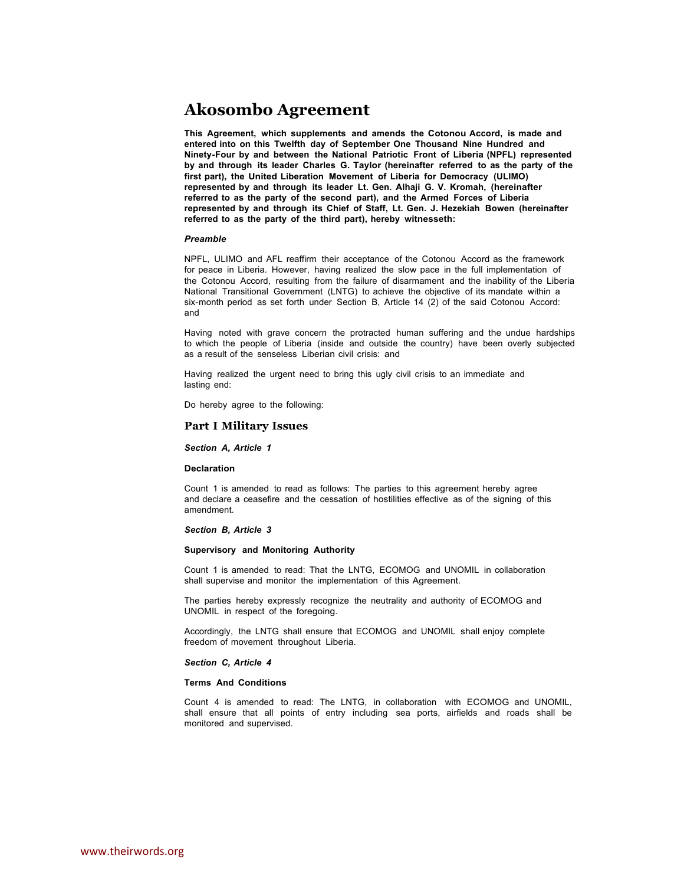# Akosombo Agreement

**This Agreement, which supplements and amends the Cotonou Accord, is made and entered into on this Twelfth day of September One Thousand Nine Hundred and Ninety-Four by and between the National Patriotic Front of Liberia (NPFL) represented by and through its leader Charles G. Taylor (hereinafter referred to as the party of the first part), the United Liberation Movement of Liberia for Democracy (ULIMO) represented by and through its leader Lt. Gen. Alhaji G. V. Kromah, (hereinafter referred to as the party of the second part), and the Armed Forces of Liberia represented by and through its Chief of Staff, Lt. Gen. J. Hezekiah Bowen (hereinafter referred to as the party of the third part), hereby witnesseth:**

***Preamble***

NPFL, ULIMO and AFL reaffirm their acceptance of the Cotonou Accord as the framework for peace in Liberia. However, having realized the slow pace in the full implementation of the Cotonou Accord, resulting from the failure of disarmament and the inability of the Liberia National Transitional Government (LNTG) to achieve the objective of its mandate within a six-month period as set forth under Section B, Article 14 (2) of the said Cotonou Accord: and

Having noted with grave concern the protracted human suffering and the undue hardships to which the people of Liberia (inside and outside the country) have been overly subjected as a result of the senseless Liberian civil crisis: and

Having realized the urgent need to bring this ugly civil crisis to an immediate and lasting end:

Do hereby agree to the following:

## Part I Military Issues

***Section A, Article 1***

**Declaration**

Count 1 is amended to read as follows: The parties to this agreement hereby agree and declare a ceasefire and the cessation of hostilities effective as of the signing of this amendment.

***Section B, Article 3***

**Supervisory and Monitoring Authority**

Count 1 is amended to read: That the LNTG, ECOMOG and UNOMIL in collaboration shall supervise and monitor the implementation of this Agreement.

The parties hereby expressly recognize the neutrality and authority of ECOMOG and UNOMIL in respect of the foregoing.

Accordingly, the LNTG shall ensure that ECOMOG and UNOMIL shall enjoy complete freedom of movement throughout Liberia.

***Section C, Article 4***

**Terms And Conditions**

Count 4 is amended to read: The LNTG, in collaboration with ECOMOG and UNOMIL, shall ensure that all points of entry including sea ports, airfields and roads shall be monitored and supervised.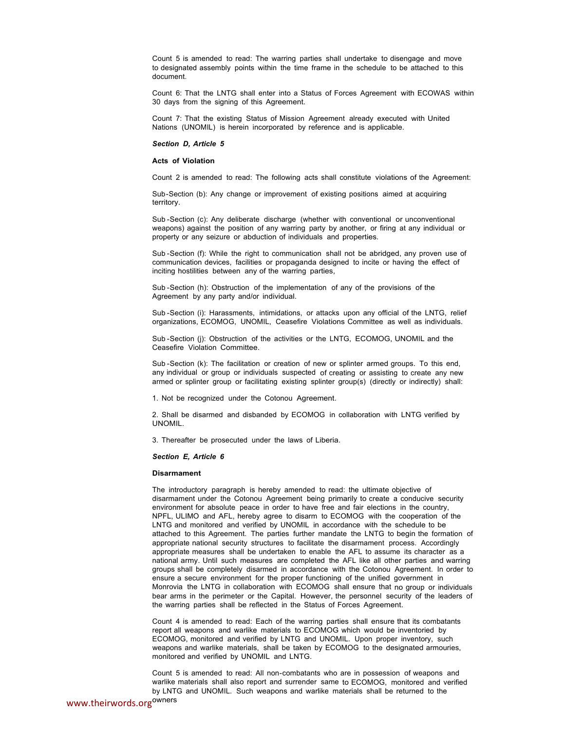Count 5 is amended to read: The warring parties shall undertake to disengage and move to designated assembly points within the time frame in the schedule to be attached to this document.

Count 6: That the LNTG shall enter into a Status of Forces Agreement with ECOWAS within 30 days from the signing of this Agreement.

Count 7: That the existing Status of Mission Agreement already executed with United Nations (UNOMIL) is herein incorporated by reference and is applicable.

***Section D, Article 5***

**Acts of Violation**

Count 2 is amended to read: The following acts shall constitute violations of the Agreement:

Sub-Section (b): Any change or improvement of existing positions aimed at acquiring territory.

Sub-Section (c): Any deliberate discharge (whether with conventional or unconventional weapons) against the position of any warring party by another, or firing at any individual or property or any seizure or abduction of individuals and properties.

Sub-Section (f): While the right to communication shall not be abridged, any proven use of communication devices, facilities or propaganda designed to incite or having the effect of inciting hostilities between any of the warring parties,

Sub-Section (h): Obstruction of the implementation of any of the provisions of the Agreement by any party and/or individual.

Sub-Section (i): Harassments, intimidations, or attacks upon any official of the LNTG, relief organizations, ECOMOG, UNOMIL, Ceasefire Violations Committee as well as individuals.

Sub-Section (j): Obstruction of the activities or the LNTG, ECOMOG, UNOMIL and the Ceasefire Violation Committee.

Sub-Section (k): The facilitation or creation of new or splinter armed groups. To this end, any individual or group or individuals suspected of creating or assisting to create any new armed or splinter group or facilitating existing splinter group(s) (directly or indirectly) shall:

1. Not be recognized under the Cotonou Agreement.

2. Shall be disarmed and disbanded by ECOMOG in collaboration with LNTG verified by UNOMIL.

3. Thereafter be prosecuted under the laws of Liberia.

***Section E, Article 6***

**Disarmament**

The introductory paragraph is hereby amended to read: the ultimate objective of disarmament under the Cotonou Agreement being primarily to create a conducive security environment for absolute peace in order to have free and fair elections in the country, NPFL, ULIMO and AFL, hereby agree to disarm to ECOMOG with the cooperation of the LNTG and monitored and verified by UNOMIL in accordance with the schedule to be attached to this Agreement. The parties further mandate the LNTG to begin the formation of appropriate national security structures to facilitate the disarmament process. Accordingly appropriate measures shall be undertaken to enable the AFL to assume its character as a national army. Until such measures are completed the AFL like all other parties and warring groups shall be completely disarmed in accordance with the Cotonou Agreement. In order to ensure a secure environment for the proper functioning of the unified government in Monrovia the LNTG in collaboration with ECOMOG shall ensure that no group or individuals bear arms in the perimeter or the Capital. However, the personnel security of the leaders of the warring parties shall be reflected in the Status of Forces Agreement.

Count 4 is amended to read: Each of the warring parties shall ensure that its combatants report all weapons and warlike materials to ECOMOG which would be inventoried by ECOMOG, monitored and verified by LNTG and UNOMIL. Upon proper inventory, such weapons and warlike materials, shall be taken by ECOMOG to the designated armouries, monitored and verified by UNOMIL and LNTG.

Count 5 is amended to read: All non-combatants who are in possession of weapons and warlike materials shall also report and surrender same to ECOMOG, monitored and verified by LNTG and UNOMIL. Such weapons and warlike materials shall be returned to the owners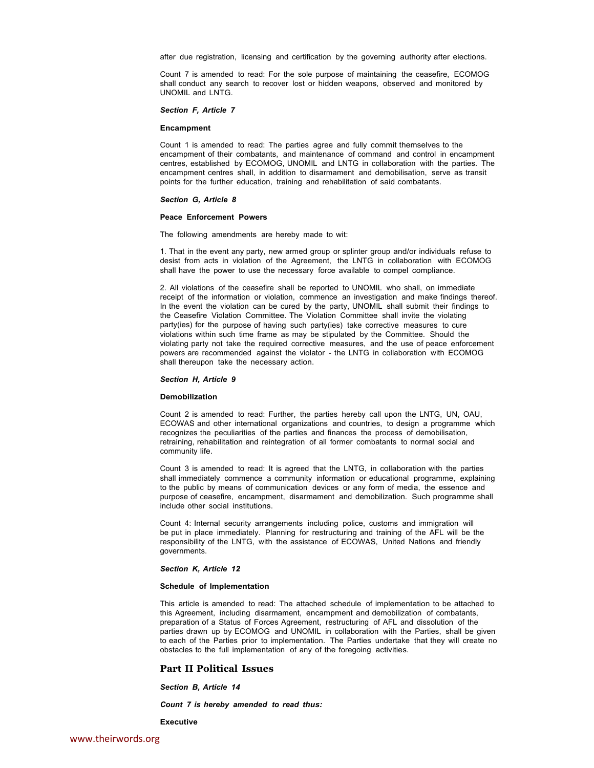after due registration, licensing and certification by the governing authority after elections.

Count 7 is amended to read: For the sole purpose of maintaining the ceasefire, ECOMOG shall conduct any search to recover lost or hidden weapons, observed and monitored by UNOMIL and LNTG.

***Section F, Article 7***

**Encampment**

Count 1 is amended to read: The parties agree and fully commit themselves to the encampment of their combatants, and maintenance of command and control in encampment centres, established by ECOMOG, UNOMIL and LNTG in collaboration with the parties. The encampment centres shall, in addition to disarmament and demobilisation, serve as transit points for the further education, training and rehabilitation of said combatants.

***Section G, Article 8***

**Peace Enforcement Powers**

The following amendments are hereby made to wit:

1. That in the event any party, new armed group or splinter group and/or individuals refuse to desist from acts in violation of the Agreement, the LNTG in collaboration with ECOMOG shall have the power to use the necessary force available to compel compliance.

2. All violations of the ceasefire shall be reported to UNOMIL who shall, on immediate receipt of the information or violation, commence an investigation and make findings thereof. In the event the violation can be cured by the party, UNOMIL shall submit their findings to the Ceasefire Violation Committee. The Violation Committee shall invite the violating party(ies) for the purpose of having such party(ies) take corrective measures to cure violations within such time frame as may be stipulated by the Committee. Should the violating party not take the required corrective measures, and the use of peace enforcement powers are recommended against the violator - the LNTG in collaboration with ECOMOG shall thereupon take the necessary action.

***Section H, Article 9***

**Demobilization**

Count 2 is amended to read: Further, the parties hereby call upon the LNTG, UN, OAU, ECOWAS and other international organizations and countries, to design a programme which recognizes the peculiarities of the parties and finances the process of demobilisation, retraining, rehabilitation and reintegration of all former combatants to normal social and community life.

Count 3 is amended to read: It is agreed that the LNTG, in collaboration with the parties shall immediately commence a community information or educational programme, explaining to the public by means of communication devices or any form of media, the essence and purpose of ceasefire, encampment, disarmament and demobilization. Such programme shall include other social institutions.

Count 4: Internal security arrangements including police, customs and immigration will be put in place immediately. Planning for restructuring and training of the AFL will be the responsibility of the LNTG, with the assistance of ECOWAS, United Nations and friendly governments.

***Section K, Article 12***

**Schedule of Implementation**

This article is amended to read: The attached schedule of implementation to be attached to this Agreement, including disarmament, encampment and demobilization of combatants, preparation of a Status of Forces Agreement, restructuring of AFL and dissolution of the parties drawn up by ECOMOG and UNOMIL in collaboration with the Parties, shall be given to each of the Parties prior to implementation. The Parties undertake that they will create no obstacles to the full implementation of any of the foregoing activities.

## Part II Political Issues

***Section B, Article 14***

***Count 7 is hereby amended to read thus:***

**Executive**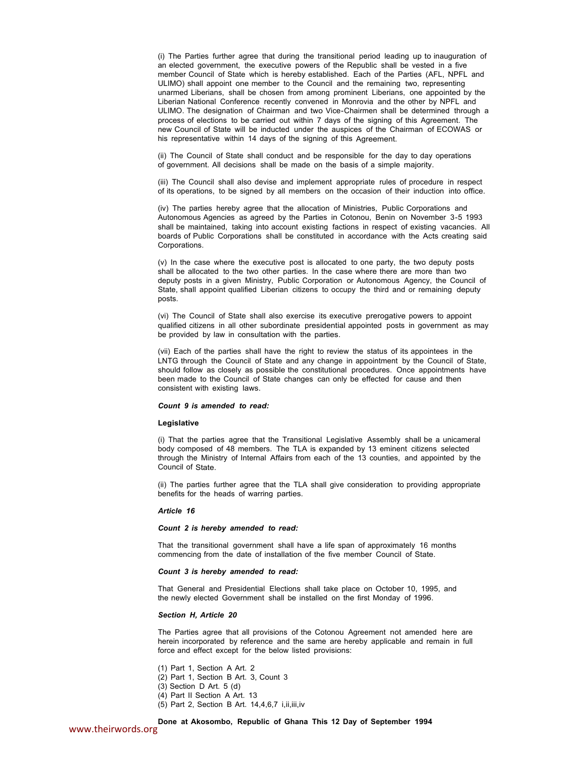(i) The Parties further agree that during the transitional period leading up to inauguration of an elected government, the executive powers of the Republic shall be vested in a five member Council of State which is hereby established. Each of the Parties (AFL, NPFL and ULIMO) shall appoint one member to the Council and the remaining two, representing unarmed Liberians, shall be chosen from among prominent Liberians, one appointed by the Liberian National Conference recently convened in Monrovia and the other by NPFL and ULIMO. The designation of Chairman and two Vice-Chairmen shall be determined through a process of elections to be carried out within 7 days of the signing of this Agreement. The new Council of State will be inducted under the auspices of the Chairman of ECOWAS or his representative within 14 days of the signing of this Agreement.

(ii) The Council of State shall conduct and be responsible for the day to day operations of government. All decisions shall be made on the basis of a simple majority.

(iii) The Council shall also devise and implement appropriate rules of procedure in respect of its operations, to be signed by all members on the occasion of their induction into office.

(iv) The parties hereby agree that the allocation of Ministries, Public Corporations and Autonomous Agencies as agreed by the Parties in Cotonou, Benin on November 3-5 1993 shall be maintained, taking into account existing factions in respect of existing vacancies. All boards of Public Corporations shall be constituted in accordance with the Acts creating said Corporations.

(v) In the case where the executive post is allocated to one party, the two deputy posts shall be allocated to the two other parties. In the case where there are more than two deputy posts in a given Ministry, Public Corporation or Autonomous Agency, the Council of State, shall appoint qualified Liberian citizens to occupy the third and or remaining deputy posts.

(vi) The Council of State shall also exercise its executive prerogative powers to appoint qualified citizens in all other subordinate presidential appointed posts in government as may be provided by law in consultation with the parties.

(vii) Each of the parties shall have the right to review the status of its appointees in the LNTG through the Council of State and any change in appointment by the Council of State, should follow as closely as possible the constitutional procedures. Once appointments have been made to the Council of State changes can only be effected for cause and then consistent with existing laws.

***Count 9 is amended to read:***

**Legislative**

(i) That the parties agree that the Transitional Legislative Assembly shall be a unicameral body composed of 48 members. The TLA is expanded by 13 eminent citizens selected through the Ministry of Internal Affairs from each of the 13 counties, and appointed by the Council of State.

(ii) The parties further agree that the TLA shall give consideration to providing appropriate benefits for the heads of warring parties.

***Article 16***

***Count 2 is hereby amended to read:***

That the transitional government shall have a life span of approximately 16 months commencing from the date of installation of the five member Council of State.

***Count 3 is hereby amended to read:***

That General and Presidential Elections shall take place on October 10, 1995, and the newly elected Government shall be installed on the first Monday of 1996.

***Section H, Article 20***

The Parties agree that all provisions of the Cotonou Agreement not amended here are herein incorporated by reference and the same are hereby applicable and remain in full force and effect except for the below listed provisions:

(1) Part 1, Section A Art. 2
(2) Part 1, Section B Art. 3, Count 3
(3) Section D Art. 5 (d)
(4) Part II Section A Art. 13
(5) Part 2, Section B Art. 14,4,6,7 i,ii,iii,iv

**Done at Akosombo, Republic of Ghana This 12 Day of September 1994**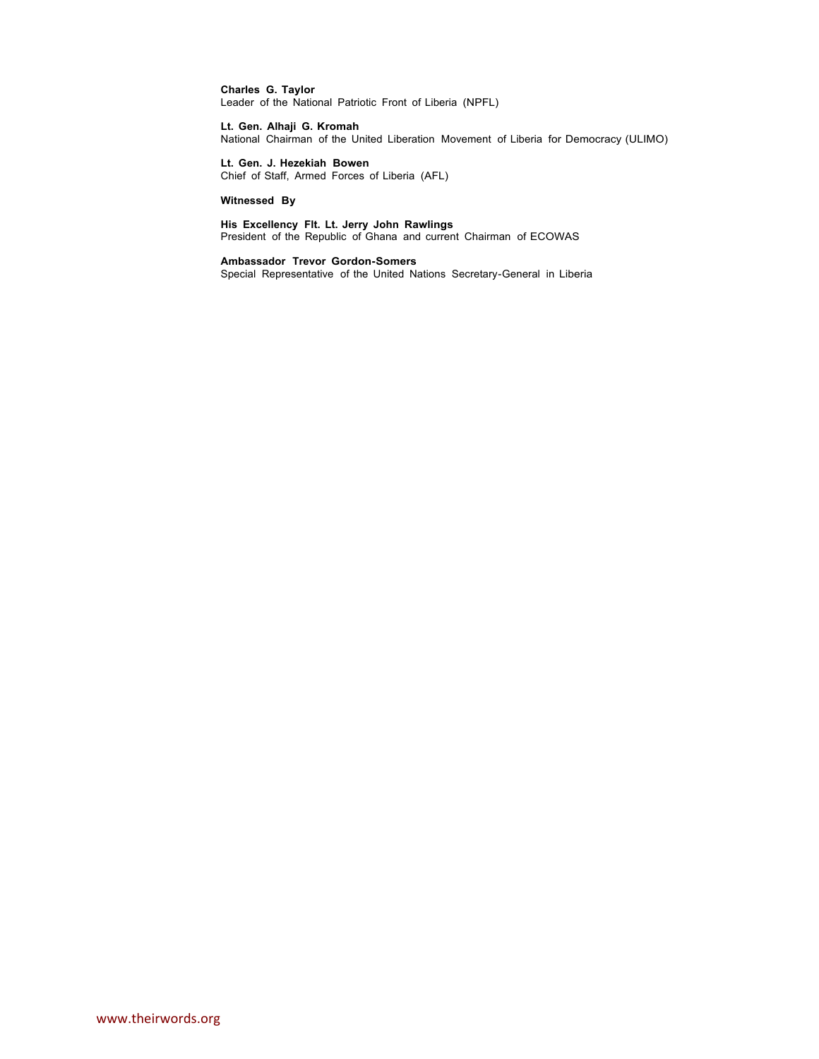**Charles G. Taylor**
Leader of the National Patriotic Front of Liberia (NPFL)

**Lt. Gen. Alhaji G. Kromah**
National Chairman of the United Liberation Movement of Liberia for Democracy (ULIMO)

**Lt. Gen. J. Hezekiah Bowen**
Chief of Staff, Armed Forces of Liberia (AFL)

**Witnessed By**

**His Excellency Flt. Lt. Jerry John Rawlings**
President of the Republic of Ghana and current Chairman of ECOWAS

**Ambassador Trevor Gordon-Somers**
Special Representative of the United Nations Secretary-General in Liberia